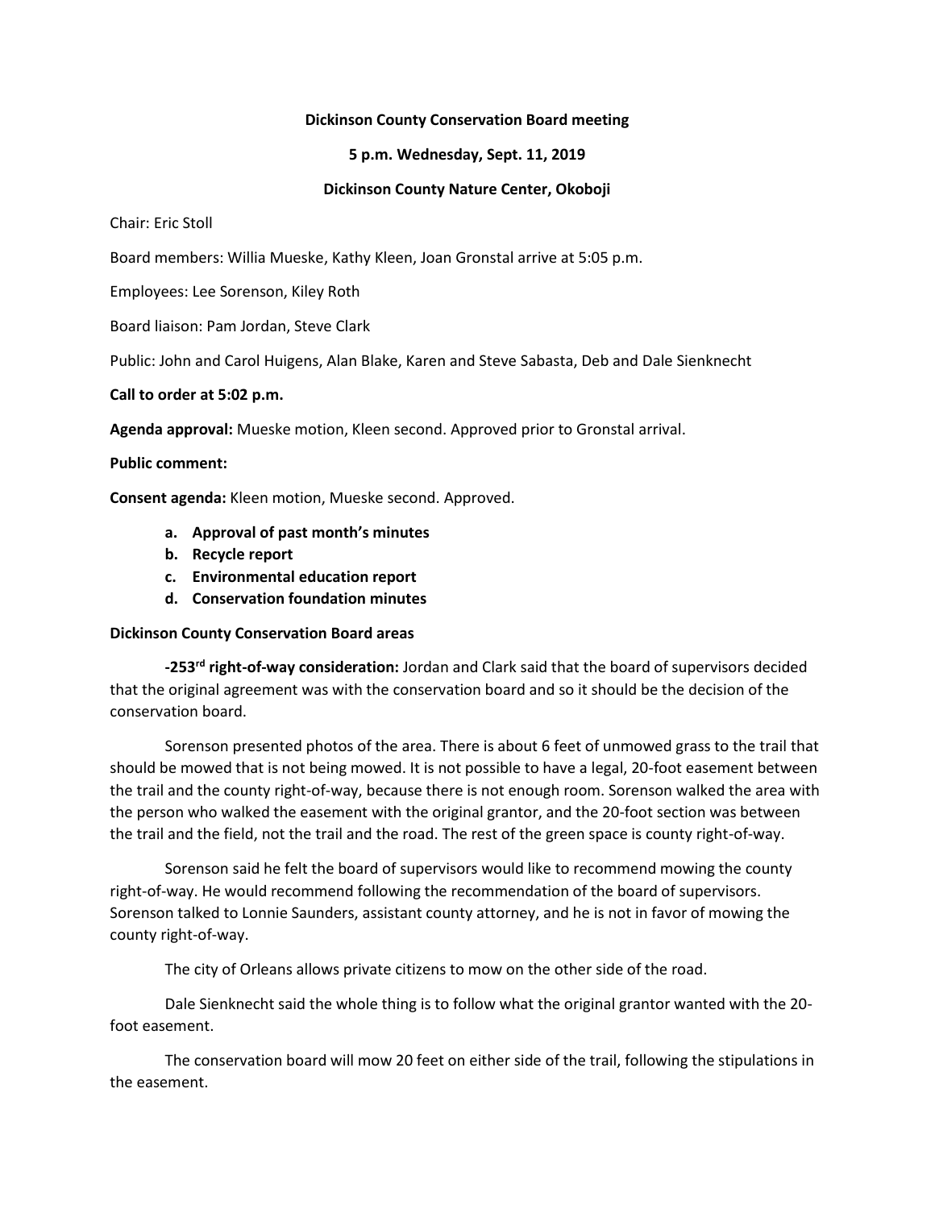**Dickinson County Conservation Board meeting**

**5 p.m. Wednesday, Sept. 11, 2019**

**Dickinson County Nature Center, Okoboji**

Chair: Eric Stoll

Board members: Willia Mueske, Kathy Kleen, Joan Gronstal arrive at 5:05 p.m.

Employees: Lee Sorenson, Kiley Roth

Board liaison: Pam Jordan, Steve Clark

Public: John and Carol Huigens, Alan Blake, Karen and Steve Sabasta, Deb and Dale Sienknecht

**Call to order at 5:02 p.m.**

**Agenda approval:** Mueske motion, Kleen second. Approved prior to Gronstal arrival.

**Public comment:**

**Consent agenda:** Kleen motion, Mueske second. Approved.

- **a. Approval of past month's minutes**
- **b. Recycle report**
- **c. Environmental education report**
- **d. Conservation foundation minutes**

**Dickinson County Conservation Board areas**

**-253rd right-of-way consideration:** Jordan and Clark said that the board of supervisors decided that the original agreement was with the conservation board and so it should be the decision of the conservation board.

Sorenson presented photos of the area. There is about 6 feet of unmowed grass to the trail that should be mowed that is not being mowed. It is not possible to have a legal, 20-foot easement between the trail and the county right-of-way, because there is not enough room. Sorenson walked the area with the person who walked the easement with the original grantor, and the 20-foot section was between the trail and the field, not the trail and the road. The rest of the green space is county right-of-way.

Sorenson said he felt the board of supervisors would like to recommend mowing the county right-of-way. He would recommend following the recommendation of the board of supervisors. Sorenson talked to Lonnie Saunders, assistant county attorney, and he is not in favor of mowing the county right-of-way.

The city of Orleans allows private citizens to mow on the other side of the road.

Dale Sienknecht said the whole thing is to follow what the original grantor wanted with the 20-foot easement.

The conservation board will mow 20 feet on either side of the trail, following the stipulations in the easement.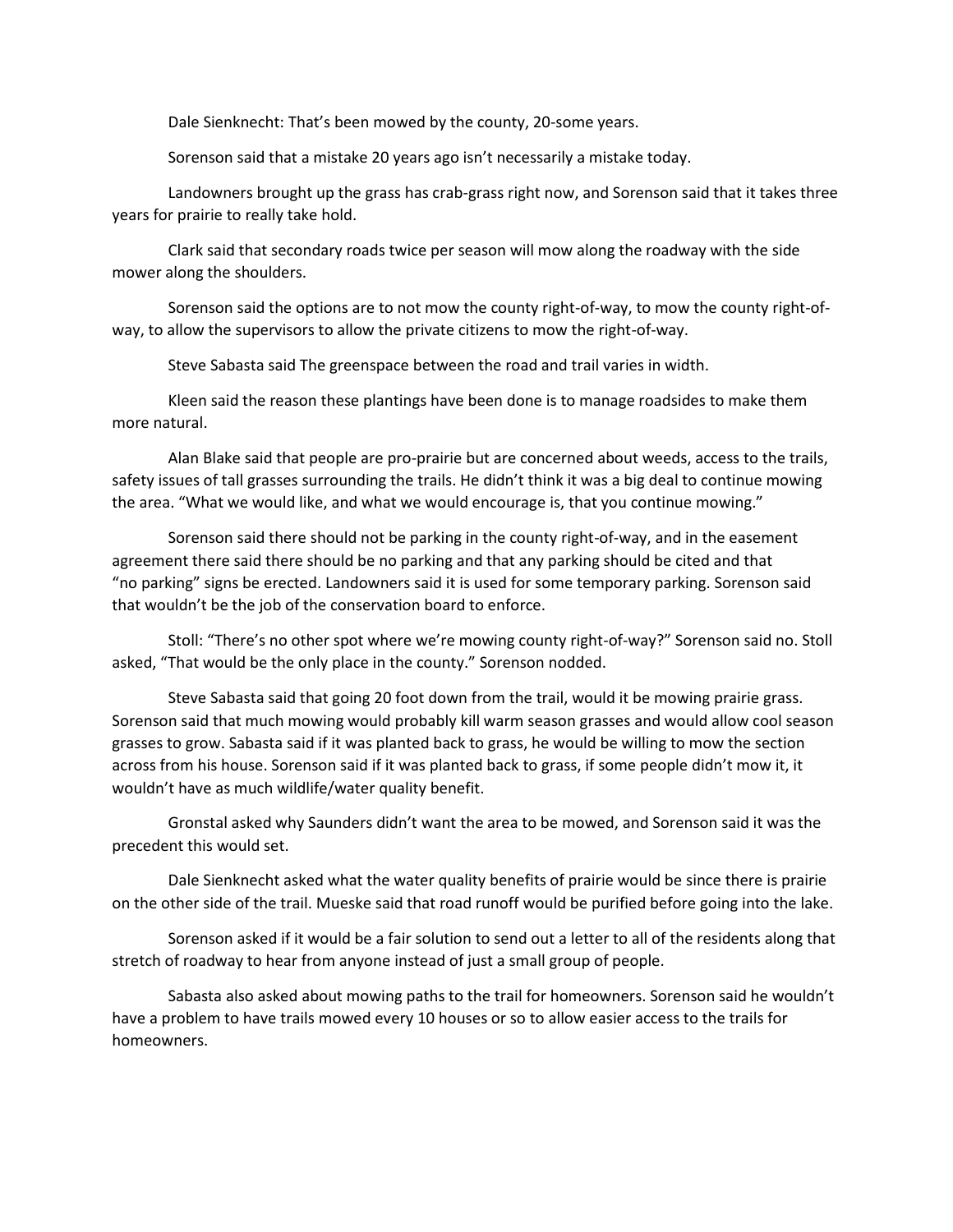Dale Sienknecht: That's been mowed by the county, 20-some years.

Sorenson said that a mistake 20 years ago isn't necessarily a mistake today.

Landowners brought up the grass has crab-grass right now, and Sorenson said that it takes three years for prairie to really take hold.

Clark said that secondary roads twice per season will mow along the roadway with the side mower along the shoulders.

Sorenson said the options are to not mow the county right-of-way, to mow the county right-of-way, to allow the supervisors to allow the private citizens to mow the right-of-way.

Steve Sabasta said The greenspace between the road and trail varies in width.

Kleen said the reason these plantings have been done is to manage roadsides to make them more natural.

Alan Blake said that people are pro-prairie but are concerned about weeds, access to the trails, safety issues of tall grasses surrounding the trails. He didn't think it was a big deal to continue mowing the area. "What we would like, and what we would encourage is, that you continue mowing."

Sorenson said there should not be parking in the county right-of-way, and in the easement agreement there said there should be no parking and that any parking should be cited and that "no parking" signs be erected. Landowners said it is used for some temporary parking. Sorenson said that wouldn't be the job of the conservation board to enforce.

Stoll: "There's no other spot where we're mowing county right-of-way?" Sorenson said no. Stoll asked, "That would be the only place in the county." Sorenson nodded.

Steve Sabasta said that going 20 foot down from the trail, would it be mowing prairie grass. Sorenson said that much mowing would probably kill warm season grasses and would allow cool season grasses to grow. Sabasta said if it was planted back to grass, he would be willing to mow the section across from his house. Sorenson said if it was planted back to grass, if some people didn't mow it, it wouldn't have as much wildlife/water quality benefit.

Gronstal asked why Saunders didn't want the area to be mowed, and Sorenson said it was the precedent this would set.

Dale Sienknecht asked what the water quality benefits of prairie would be since there is prairie on the other side of the trail. Mueske said that road runoff would be purified before going into the lake.

Sorenson asked if it would be a fair solution to send out a letter to all of the residents along that stretch of roadway to hear from anyone instead of just a small group of people.

Sabasta also asked about mowing paths to the trail for homeowners. Sorenson said he wouldn't have a problem to have trails mowed every 10 houses or so to allow easier access to the trails for homeowners.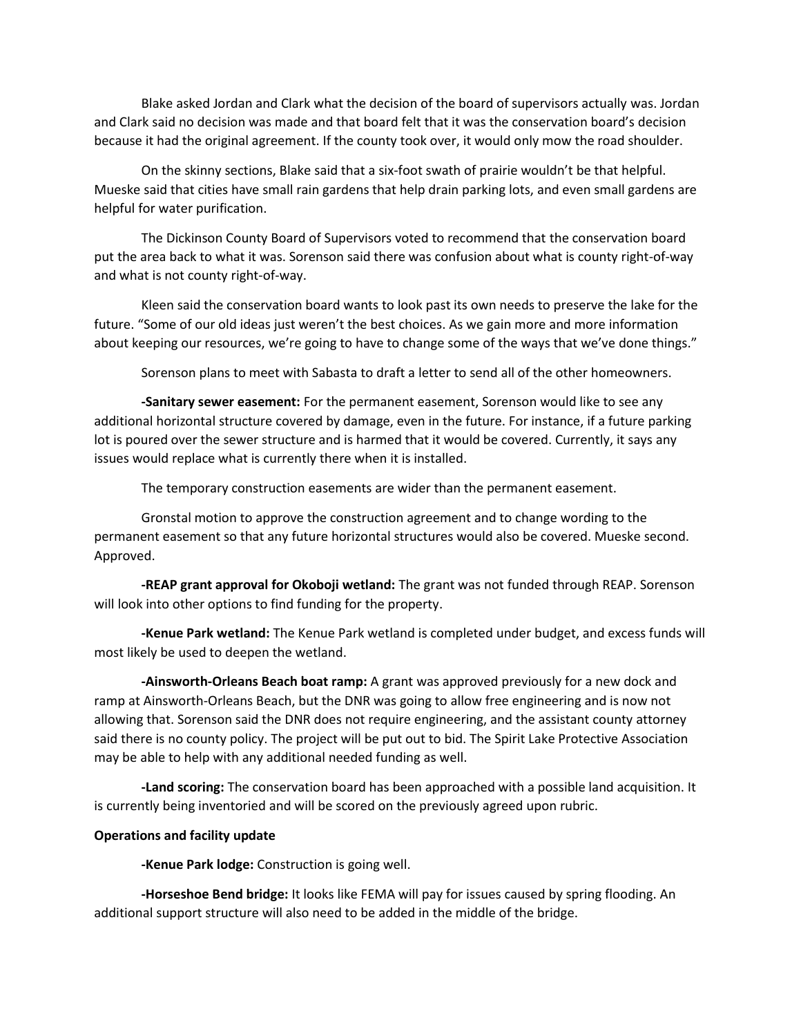Blake asked Jordan and Clark what the decision of the board of supervisors actually was. Jordan and Clark said no decision was made and that board felt that it was the conservation board's decision because it had the original agreement. If the county took over, it would only mow the road shoulder.

On the skinny sections, Blake said that a six-foot swath of prairie wouldn't be that helpful. Mueske said that cities have small rain gardens that help drain parking lots, and even small gardens are helpful for water purification.

The Dickinson County Board of Supervisors voted to recommend that the conservation board put the area back to what it was. Sorenson said there was confusion about what is county right-of-way and what is not county right-of-way.

Kleen said the conservation board wants to look past its own needs to preserve the lake for the future. "Some of our old ideas just weren't the best choices. As we gain more and more information about keeping our resources, we're going to have to change some of the ways that we've done things."

Sorenson plans to meet with Sabasta to draft a letter to send all of the other homeowners.

**-Sanitary sewer easement:** For the permanent easement, Sorenson would like to see any additional horizontal structure covered by damage, even in the future. For instance, if a future parking lot is poured over the sewer structure and is harmed that it would be covered. Currently, it says any issues would replace what is currently there when it is installed.

The temporary construction easements are wider than the permanent easement.

Gronstal motion to approve the construction agreement and to change wording to the permanent easement so that any future horizontal structures would also be covered. Mueske second. Approved.

**-REAP grant approval for Okoboji wetland:** The grant was not funded through REAP. Sorenson will look into other options to find funding for the property.

**-Kenue Park wetland:** The Kenue Park wetland is completed under budget, and excess funds will most likely be used to deepen the wetland.

**-Ainsworth-Orleans Beach boat ramp:** A grant was approved previously for a new dock and ramp at Ainsworth-Orleans Beach, but the DNR was going to allow free engineering and is now not allowing that. Sorenson said the DNR does not require engineering, and the assistant county attorney said there is no county policy. The project will be put out to bid. The Spirit Lake Protective Association may be able to help with any additional needed funding as well.

**-Land scoring:** The conservation board has been approached with a possible land acquisition. It is currently being inventoried and will be scored on the previously agreed upon rubric.

**Operations and facility update**

**-Kenue Park lodge:** Construction is going well.

**-Horseshoe Bend bridge:** It looks like FEMA will pay for issues caused by spring flooding. An additional support structure will also need to be added in the middle of the bridge.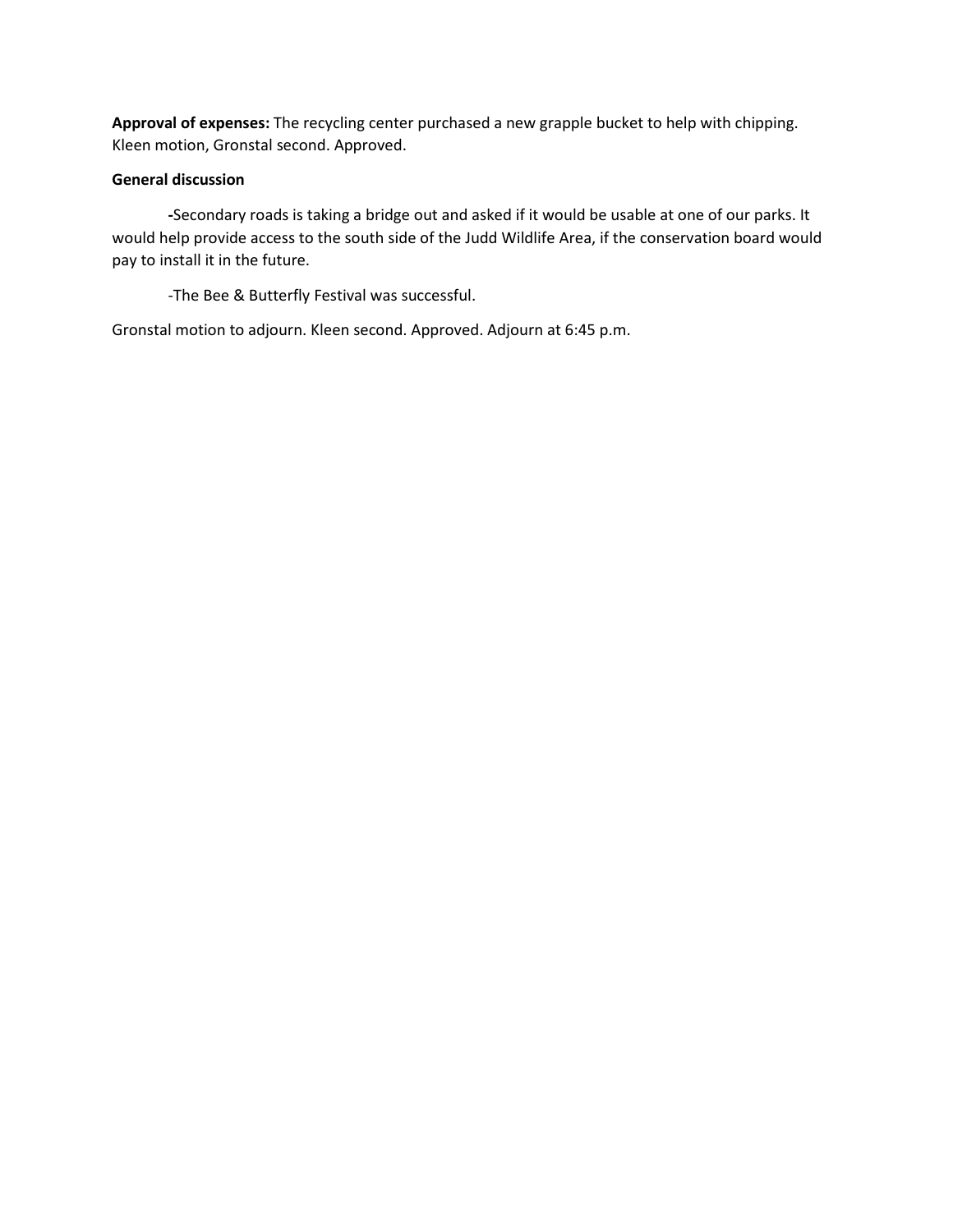**Approval of expenses:** The recycling center purchased a new grapple bucket to help with chipping. Kleen motion, Gronstal second. Approved.

**General discussion**

-Secondary roads is taking a bridge out and asked if it would be usable at one of our parks. It would help provide access to the south side of the Judd Wildlife Area, if the conservation board would pay to install it in the future.

-The Bee & Butterfly Festival was successful.

Gronstal motion to adjourn. Kleen second. Approved. Adjourn at 6:45 p.m.